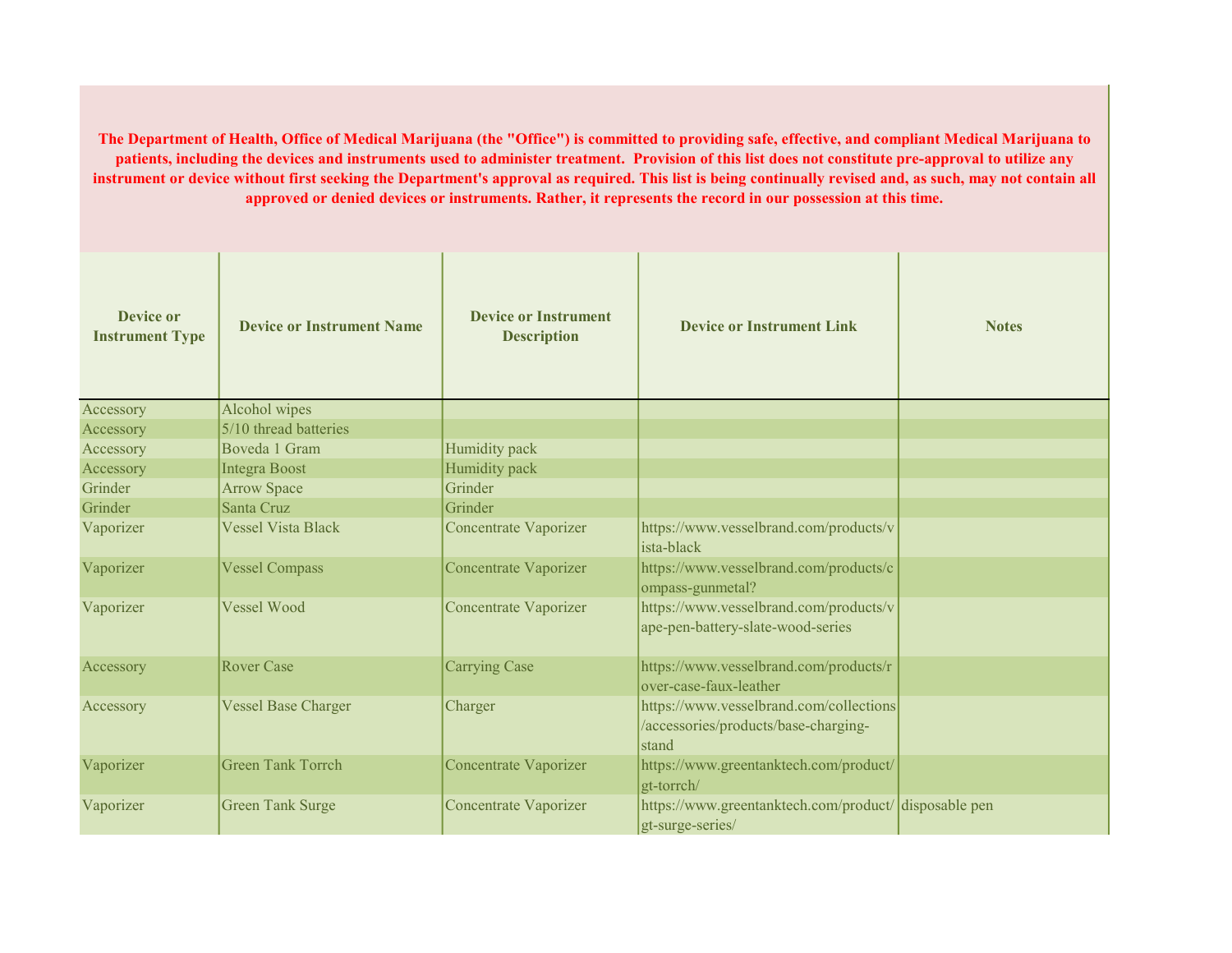**The Department of Health, Office of Medical Marijuana (the "Office") is committed to providing safe, effective, and compliant Medical Marijuana to patients, including the devices and instruments used to administer treatment. Provision of this list does not constitute pre-approval to utilize any instrument or device without first seeking the Department's approval as required. This list is being continually revised and, as such, may not contain all approved or denied devices or instruments. Rather, it represents the record in our possession at this time.**

| Device or Instrument Type | Device or Instrument Name | Device or Instrument Description | Device or Instrument Link | Notes |
|---|---|---|---|---|
| Accessory | Alcohol wipes | | | |
| Accessory | 5/10 thread batteries | | | |
| Accessory | Boveda 1 Gram | Humidity pack | | |
| Accessory | Integra Boost | Humidity pack | | |
| Grinder | Arrow Space | Grinder | | |
| Grinder | Santa Cruz | Grinder | | |
| Vaporizer | Vessel Vista Black | Concentrate Vaporizer | https://www.vesselbrand.com/products/vista-black | |
| Vaporizer | Vessel Compass | Concentrate Vaporizer | https://www.vesselbrand.com/products/compass-gunmetal? | |
| Vaporizer | Vessel Wood | Concentrate Vaporizer | https://www.vesselbrand.com/products/vape-pen-battery-slate-wood-series | |
| Accessory | Rover Case | Carrying Case | https://www.vesselbrand.com/products/rover-case-faux-leather | |
| Accessory | Vessel Base Charger | Charger | https://www.vesselbrand.com/collections/accessories/products/base-charging-stand | |
| Vaporizer | Green Tank Torrch | Concentrate Vaporizer | https://www.greentanktech.com/product/gt-torrch/ | |
| Vaporizer | Green Tank Surge | Concentrate Vaporizer | https://www.greentanktech.com/product/gt-surge-series/ | disposable pen |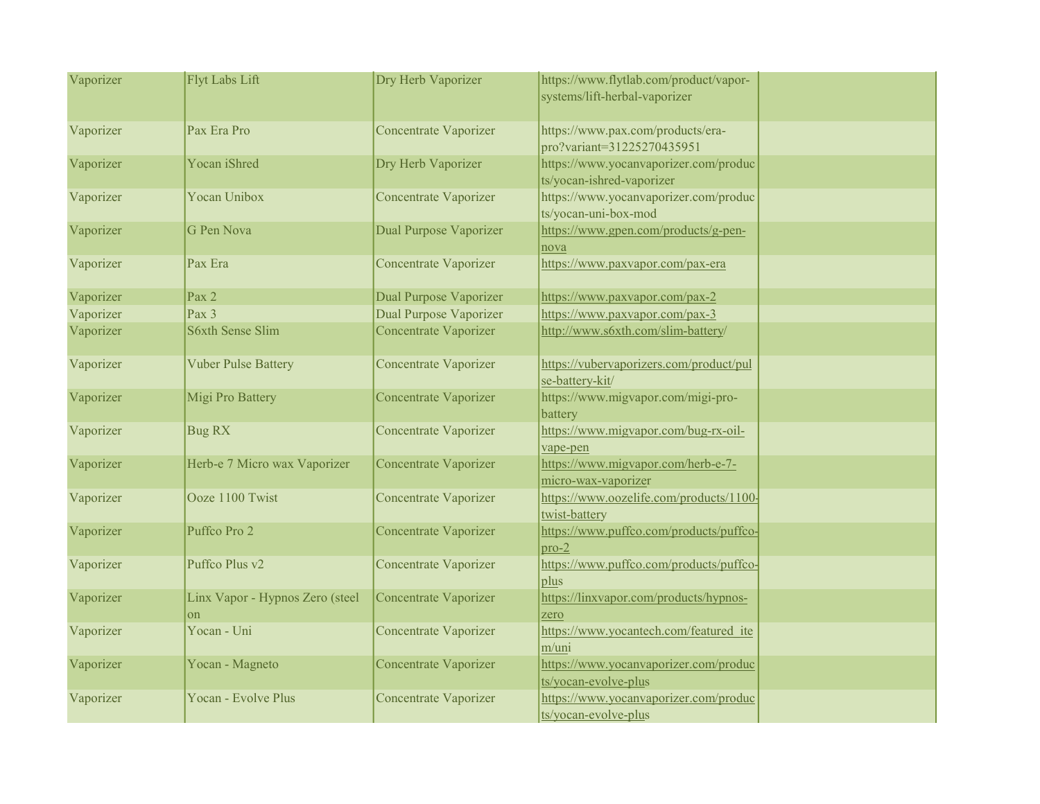| Vaporizer | Flyt Labs Lift | Dry Herb Vaporizer | https://www.flytlab.com/product/vapor-systems/lift-herbal-vaporizer | |
|---|---|---|---|---|
| Vaporizer | Pax Era Pro | Concentrate Vaporizer | https://www.pax.com/products/era-pro?variant=31225270435951 | |
| Vaporizer | Yocan iShred | Dry Herb Vaporizer | https://www.yocanvaporizer.com/products/yocan-ishred-vaporizer | |
| Vaporizer | Yocan Unibox | Concentrate Vaporizer | https://www.yocanvaporizer.com/products/yocan-uni-box-mod | |
| Vaporizer | G Pen Nova | Dual Purpose Vaporizer | https://www.gpen.com/products/g-pen-nova | |
| Vaporizer | Pax Era | Concentrate Vaporizer | https://www.paxvapor.com/pax-era | |
| Vaporizer | Pax 2 | Dual Purpose Vaporizer | https://www.paxvapor.com/pax-2 | |
| Vaporizer | Pax 3 | Dual Purpose Vaporizer | https://www.paxvapor.com/pax-3 | |
| Vaporizer | S6xth Sense Slim | Concentrate Vaporizer | http://www.s6xth.com/slim-battery/ | |
| Vaporizer | Vuber Pulse Battery | Concentrate Vaporizer | https://vubervaporizers.com/product/pulse-battery-kit/ | |
| Vaporizer | Migi Pro Battery | Concentrate Vaporizer | https://www.migvapor.com/migi-pro-battery | |
| Vaporizer | Bug RX | Concentrate Vaporizer | https://www.migvapor.com/bug-rx-oil-vape-pen | |
| Vaporizer | Herb-e 7 Micro wax Vaporizer | Concentrate Vaporizer | https://www.migvapor.com/herb-e-7-micro-wax-vaporizer | |
| Vaporizer | Ooze 1100 Twist | Concentrate Vaporizer | https://www.oozelife.com/products/1100-twist-battery | |
| Vaporizer | Puffco Pro 2 | Concentrate Vaporizer | https://www.puffco.com/products/puffco-pro-2 | |
| Vaporizer | Puffco Plus v2 | Concentrate Vaporizer | https://www.puffco.com/products/puffco-plus | |
| Vaporizer | Linx Vapor - Hypnos Zero (steel on | Concentrate Vaporizer | https://linxvapor.com/products/hypnos-zero | |
| Vaporizer | Yocan - Uni | Concentrate Vaporizer | https://www.yocantech.com/featured_item/uni | |
| Vaporizer | Yocan - Magneto | Concentrate Vaporizer | https://www.yocanvaporizer.com/products/yocan-evolve-plus | |
| Vaporizer | Yocan - Evolve Plus | Concentrate Vaporizer | https://www.yocanvaporizer.com/products/yocan-evolve-plus | |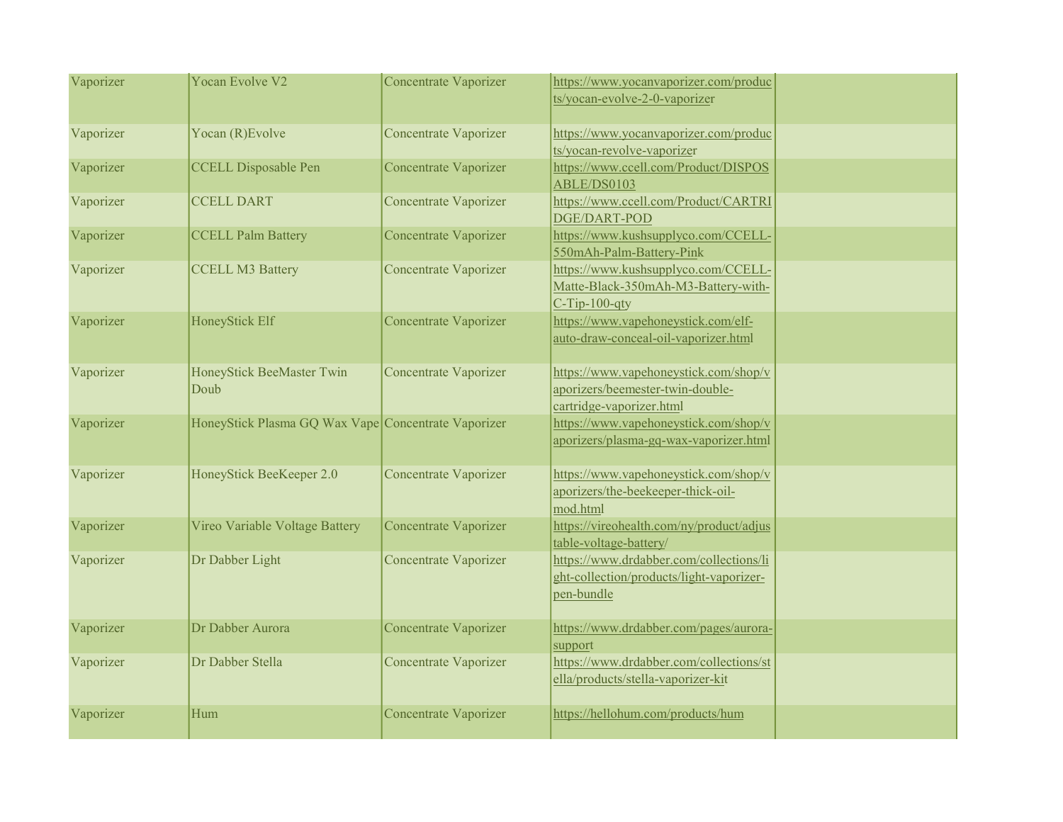| | | | | |
|---|---|---|---|---|
| Vaporizer | Yocan Evolve V2 | Concentrate Vaporizer | https://www.yocanvaporizer.com/products/yocan-evolve-2-0-vaporizer | |
| Vaporizer | Yocan (R)Evolve | Concentrate Vaporizer | https://www.yocanvaporizer.com/products/yocan-revolve-vaporizer | |
| Vaporizer | CCELL Disposable Pen | Concentrate Vaporizer | https://www.ccell.com/Product/DISPOSABLE/DS0103 | |
| Vaporizer | CCELL DART | Concentrate Vaporizer | https://www.ccell.com/Product/CARTRIDGE/DART-POD | |
| Vaporizer | CCELL Palm Battery | Concentrate Vaporizer | https://www.kushsupplyco.com/CCELL-550mAh-Palm-Battery-Pink | |
| Vaporizer | CCELL M3 Battery | Concentrate Vaporizer | https://www.kushsupplyco.com/CCELL-Matte-Black-350mAh-M3-Battery-with-C-Tip-100-qty | |
| Vaporizer | HoneyStick Elf | Concentrate Vaporizer | https://www.vapehoneystick.com/elf-auto-draw-conceal-oil-vaporizer.html | |
| Vaporizer | HoneyStick BeeMaster Twin Doub | Concentrate Vaporizer | https://www.vapehoneystick.com/shop/vaporizers/beemester-twin-double-cartridge-vaporizer.html | |
| Vaporizer | HoneyStick Plasma GQ Wax Vape | Concentrate Vaporizer | https://www.vapehoneystick.com/shop/vaporizers/plasma-gq-wax-vaporizer.html | |
| Vaporizer | HoneyStick BeeKeeper 2.0 | Concentrate Vaporizer | https://www.vapehoneystick.com/shop/vaporizers/the-beekeeper-thick-oil-mod.html | |
| Vaporizer | Vireo Variable Voltage Battery | Concentrate Vaporizer | https://vireohealth.com/ny/product/adjustable-voltage-battery/ | |
| Vaporizer | Dr Dabber Light | Concentrate Vaporizer | https://www.drdabber.com/collections/light-collection/products/light-vaporizer-pen-bundle | |
| Vaporizer | Dr Dabber Aurora | Concentrate Vaporizer | https://www.drdabber.com/pages/aurora-support | |
| Vaporizer | Dr Dabber Stella | Concentrate Vaporizer | https://www.drdabber.com/collections/stella/products/stella-vaporizer-kit | |
| Vaporizer | Hum | Concentrate Vaporizer | https://hellohum.com/products/hum | |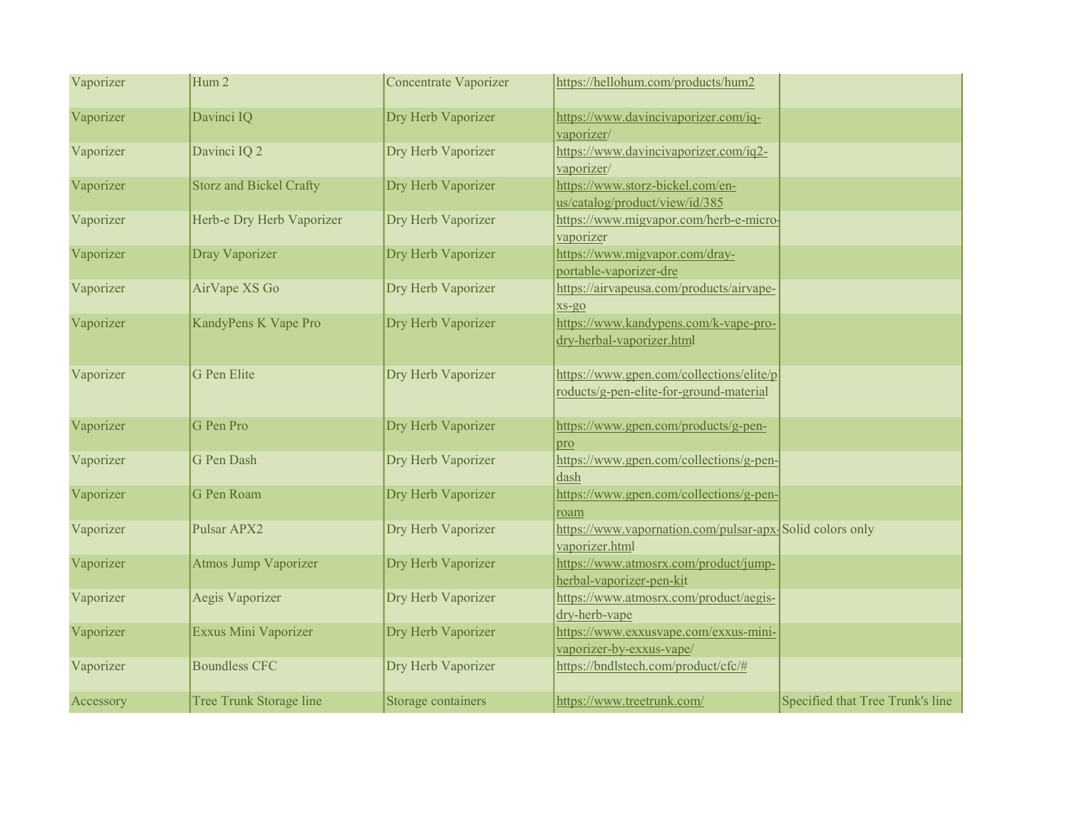| | | | | |
|---|---|---|---|---|
| Vaporizer | Hum 2 | Concentrate Vaporizer | https://hellohum.com/products/hum2 | |
| Vaporizer | Davinci IQ | Dry Herb Vaporizer | https://www.davincivaporizer.com/iq-vaporizer/ | |
| Vaporizer | Davinci IQ 2 | Dry Herb Vaporizer | https://www.davincivaporizer.com/iq2-vaporizer/ | |
| Vaporizer | Storz and Bickel Crafty | Dry Herb Vaporizer | https://www.storz-bickel.com/en-us/catalog/product/view/id/385 | |
| Vaporizer | Herb-e Dry Herb Vaporizer | Dry Herb Vaporizer | https://www.migvapor.com/herb-e-micro-vaporizer | |
| Vaporizer | Dray Vaporizer | Dry Herb Vaporizer | https://www.migvapor.com/dray-portable-vaporizer-dre | |
| Vaporizer | AirVape XS Go | Dry Herb Vaporizer | https://airvapeusa.com/products/airvape-xs-go | |
| Vaporizer | KandyPens K Vape Pro | Dry Herb Vaporizer | https://www.kandypens.com/k-vape-pro-dry-herbal-vaporizer.html | |
| Vaporizer | G Pen Elite | Dry Herb Vaporizer | https://www.gpen.com/collections/elite/products/g-pen-elite-for-ground-material | |
| Vaporizer | G Pen Pro | Dry Herb Vaporizer | https://www.gpen.com/products/g-pen-pro | |
| Vaporizer | G Pen Dash | Dry Herb Vaporizer | https://www.gpen.com/collections/g-pen-dash | |
| Vaporizer | G Pen Roam | Dry Herb Vaporizer | https://www.gpen.com/collections/g-pen-roam | |
| Vaporizer | Pulsar APX2 | Dry Herb Vaporizer | https://www.vapornation.com/pulsar-apx-vaporizer.html | Solid colors only |
| Vaporizer | Atmos Jump Vaporizer | Dry Herb Vaporizer | https://www.atmosrx.com/product/jump-herbal-vaporizer-pen-kit | |
| Vaporizer | Aegis Vaporizer | Dry Herb Vaporizer | https://www.atmosrx.com/product/aegis-dry-herb-vape | |
| Vaporizer | Exxus Mini Vaporizer | Dry Herb Vaporizer | https://www.exxusvape.com/exxus-mini-vaporizer-by-exxus-vape/ | |
| Vaporizer | Boundless CFC | Dry Herb Vaporizer | https://bndlstech.com/product/cfc/# | |
| Accessory | Tree Trunk Storage line | Storage containers | https://www.treetrunk.com/ | Specified that Tree Trunk's line |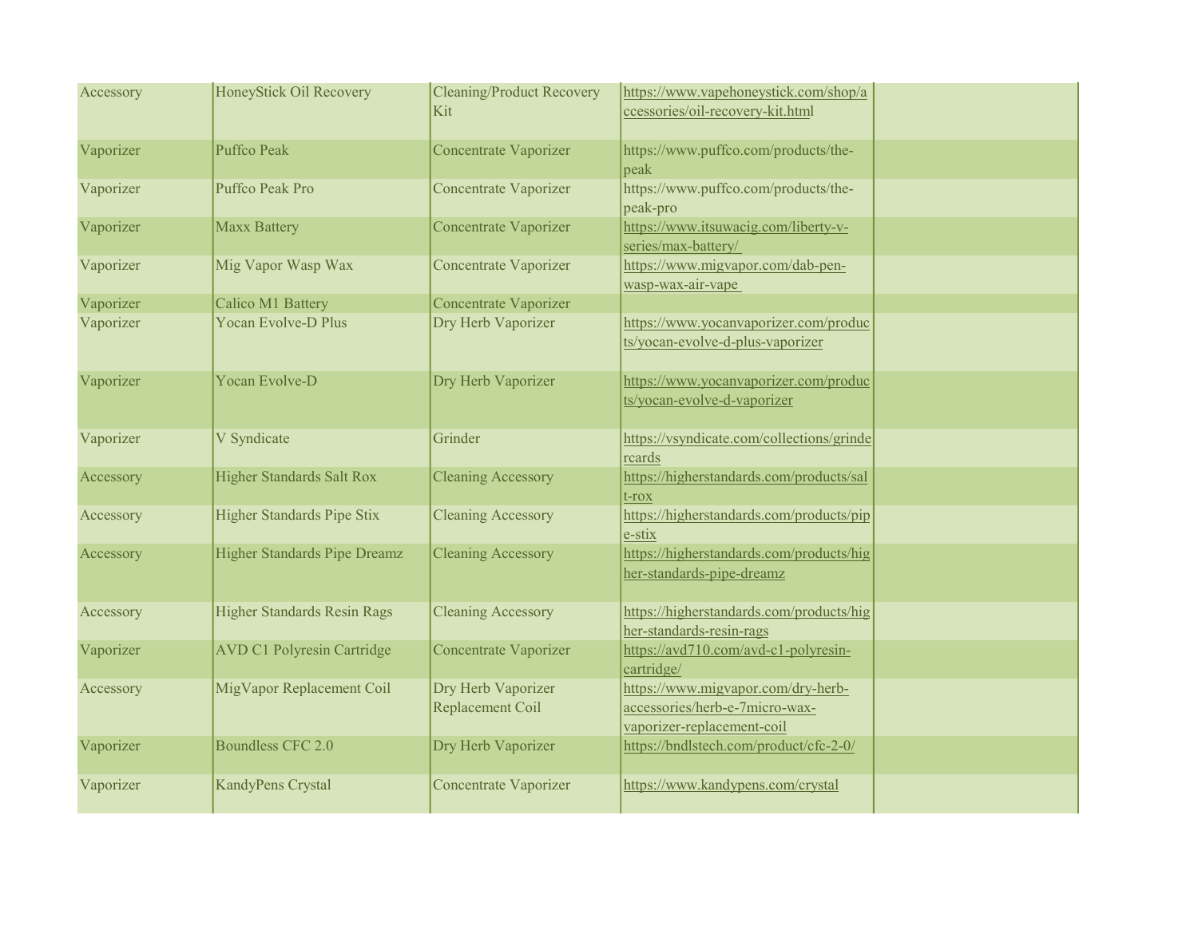| | | | | |
|---|---|---|---|---|
| Accessory | HoneyStick Oil Recovery | Cleaning/Product Recovery Kit | https://www.vapehoneystick.com/shop/accessories/oil-recovery-kit.html | |
| Vaporizer | Puffco Peak | Concentrate Vaporizer | https://www.puffco.com/products/the-peak | |
| Vaporizer | Puffco Peak Pro | Concentrate Vaporizer | https://www.puffco.com/products/the-peak-pro | |
| Vaporizer | Maxx Battery | Concentrate Vaporizer | https://www.itsuwacig.com/liberty-v-series/max-battery/ | |
| Vaporizer | Mig Vapor Wasp Wax | Concentrate Vaporizer | https://www.migvapor.com/dab-pen-wasp-wax-air-vape | |
| Vaporizer | Calico M1 Battery | Concentrate Vaporizer | | |
| Vaporizer | Yocan Evolve-D Plus | Dry Herb Vaporizer | https://www.yocanvaporizer.com/products/yocan-evolve-d-plus-vaporizer | |
| Vaporizer | Yocan Evolve-D | Dry Herb Vaporizer | https://www.yocanvaporizer.com/products/yocan-evolve-d-vaporizer | |
| Vaporizer | V Syndicate | Grinder | https://vsyndicate.com/collections/grindercards | |
| Accessory | Higher Standards Salt Rox | Cleaning Accessory | https://higherstandards.com/products/salt-rox | |
| Accessory | Higher Standards Pipe Stix | Cleaning Accessory | https://higherstandards.com/products/pipe-stix | |
| Accessory | Higher Standards Pipe Dreamz | Cleaning Accessory | https://higherstandards.com/products/higher-standards-pipe-dreamz | |
| Accessory | Higher Standards Resin Rags | Cleaning Accessory | https://higherstandards.com/products/higher-standards-resin-rags | |
| Vaporizer | AVD C1 Polyresin Cartridge | Concentrate Vaporizer | https://avd710.com/avd-c1-polyresin-cartridge/ | |
| Accessory | MigVapor Replacement Coil | Dry Herb Vaporizer Replacement Coil | https://www.migvapor.com/dry-herb-accessories/herb-e-7micro-wax-vaporizer-replacement-coil | |
| Vaporizer | Boundless CFC 2.0 | Dry Herb Vaporizer | https://bndlstech.com/product/cfc-2-0/ | |
| Vaporizer | KandyPens Crystal | Concentrate Vaporizer | https://www.kandypens.com/crystal | |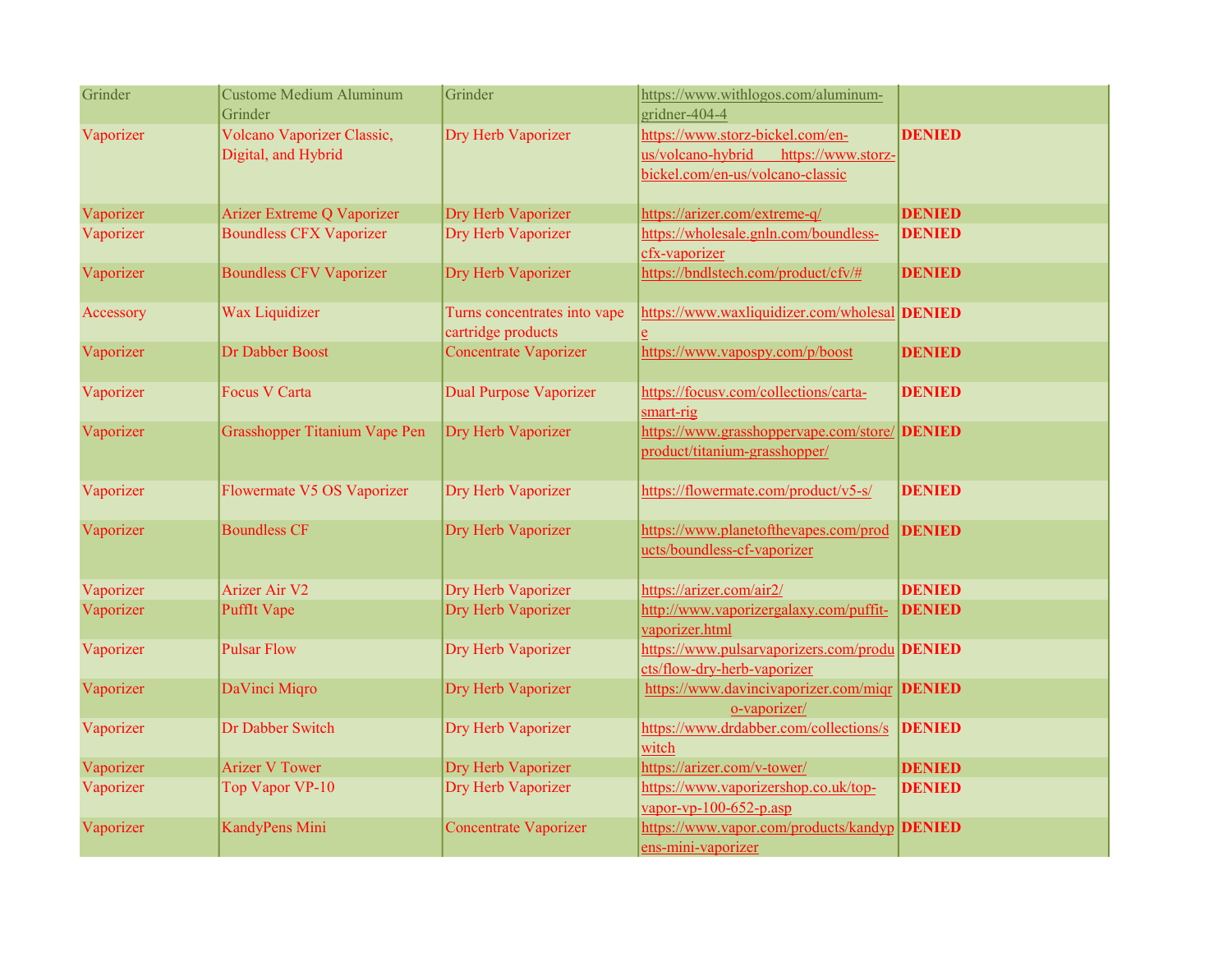| | | | | |
|---|---|---|---|---|
| Grinder | Custome Medium Aluminum Grinder | Grinder | https://www.withlogos.com/aluminum-gridner-404-4 | |
| Vaporizer | Volcano Vaporizer Classic, Digital, and Hybrid | Dry Herb Vaporizer | https://www.storz-bickel.com/en-us/volcano-hybrid https://www.storz-bickel.com/en-us/volcano-classic | **DENIED** |
| Vaporizer | Arizer Extreme Q Vaporizer | Dry Herb Vaporizer | https://arizer.com/extreme-q/ | **DENIED** |
| Vaporizer | Boundless CFX Vaporizer | Dry Herb Vaporizer | https://wholesale.gnln.com/boundless-cfx-vaporizer | **DENIED** |
| Vaporizer | Boundless CFV Vaporizer | Dry Herb Vaporizer | https://bndlstech.com/product/cfv/# | **DENIED** |
| Accessory | Wax Liquidizer | Turns concentrates into vape cartridge products | https://www.waxliquidizer.com/wholesale | **DENIED** |
| Vaporizer | Dr Dabber Boost | Concentrate Vaporizer | https://www.vapospy.com/p/boost | **DENIED** |
| Vaporizer | Focus V Carta | Dual Purpose Vaporizer | https://focusv.com/collections/carta-smart-rig | **DENIED** |
| Vaporizer | Grasshopper Titanium Vape Pen | Dry Herb Vaporizer | https://www.grasshoppervape.com/store/product/titanium-grasshopper/ | **DENIED** |
| Vaporizer | Flowermate V5 OS Vaporizer | Dry Herb Vaporizer | https://flowermate.com/product/v5-s/ | **DENIED** |
| Vaporizer | Boundless CF | Dry Herb Vaporizer | https://www.planetofthevapes.com/products/boundless-cf-vaporizer | **DENIED** |
| Vaporizer | Arizer Air V2 | Dry Herb Vaporizer | https://arizer.com/air2/ | **DENIED** |
| Vaporizer | PuffIt Vape | Dry Herb Vaporizer | http://www.vaporizergalaxy.com/puffit-vaporizer.html | **DENIED** |
| Vaporizer | Pulsar Flow | Dry Herb Vaporizer | https://www.pulsarvaporizers.com/products/flow-dry-herb-vaporizer | **DENIED** |
| Vaporizer | DaVinci Miqro | Dry Herb Vaporizer | https://www.davincivaporizer.com/miqro-vaporizer/ | **DENIED** |
| Vaporizer | Dr Dabber Switch | Dry Herb Vaporizer | https://www.drdabber.com/collections/switch | **DENIED** |
| Vaporizer | Arizer V Tower | Dry Herb Vaporizer | https://arizer.com/v-tower/ | **DENIED** |
| Vaporizer | Top Vapor VP-10 | Dry Herb Vaporizer | https://www.vaporizershop.co.uk/top-vapor-vp-100-652-p.asp | **DENIED** |
| Vaporizer | KandyPens Mini | Concentrate Vaporizer | https://www.vapor.com/products/kandypens-mini-vaporizer | **DENIED** |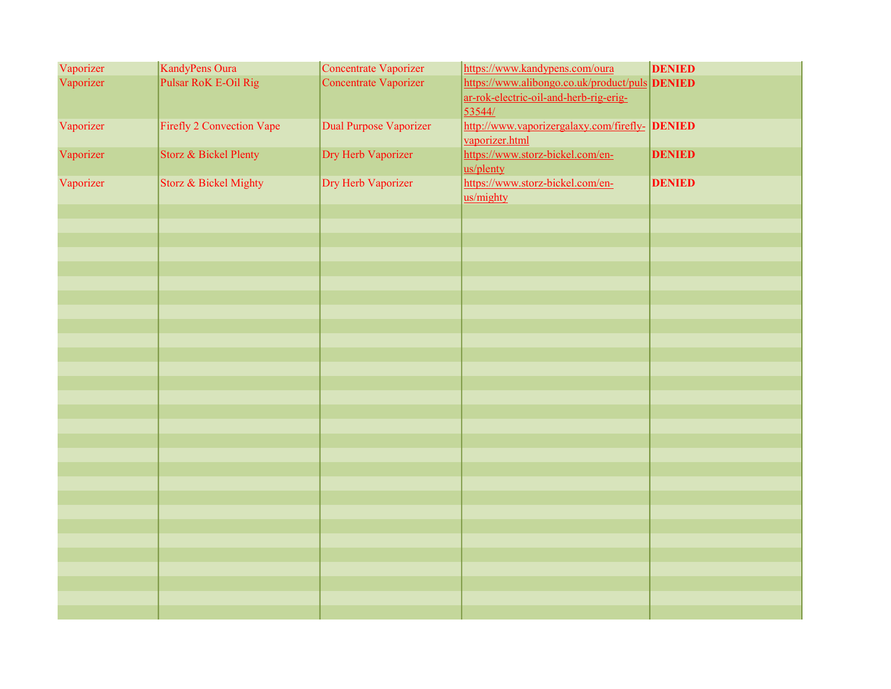| | | | | |
|---|---|---|---|---|
| Vaporizer | KandyPens Oura | Concentrate Vaporizer | https://www.kandypens.com/oura | **DENIED** |
| Vaporizer | Pulsar RoK E-Oil Rig | Concentrate Vaporizer | https://www.alibongo.co.uk/product/pulsar-rok-electric-oil-and-herb-rig-erig-53544/ | **DENIED** |
| Vaporizer | Firefly 2 Convection Vape | Dual Purpose Vaporizer | http://www.vaporizergalaxy.com/firefly-vaporizer.html | **DENIED** |
| Vaporizer | Storz & Bickel Plenty | Dry Herb Vaporizer | https://www.storz-bickel.com/en-us/plenty | **DENIED** |
| Vaporizer | Storz & Bickel Mighty | Dry Herb Vaporizer | https://www.storz-bickel.com/en-us/mighty | **DENIED** |